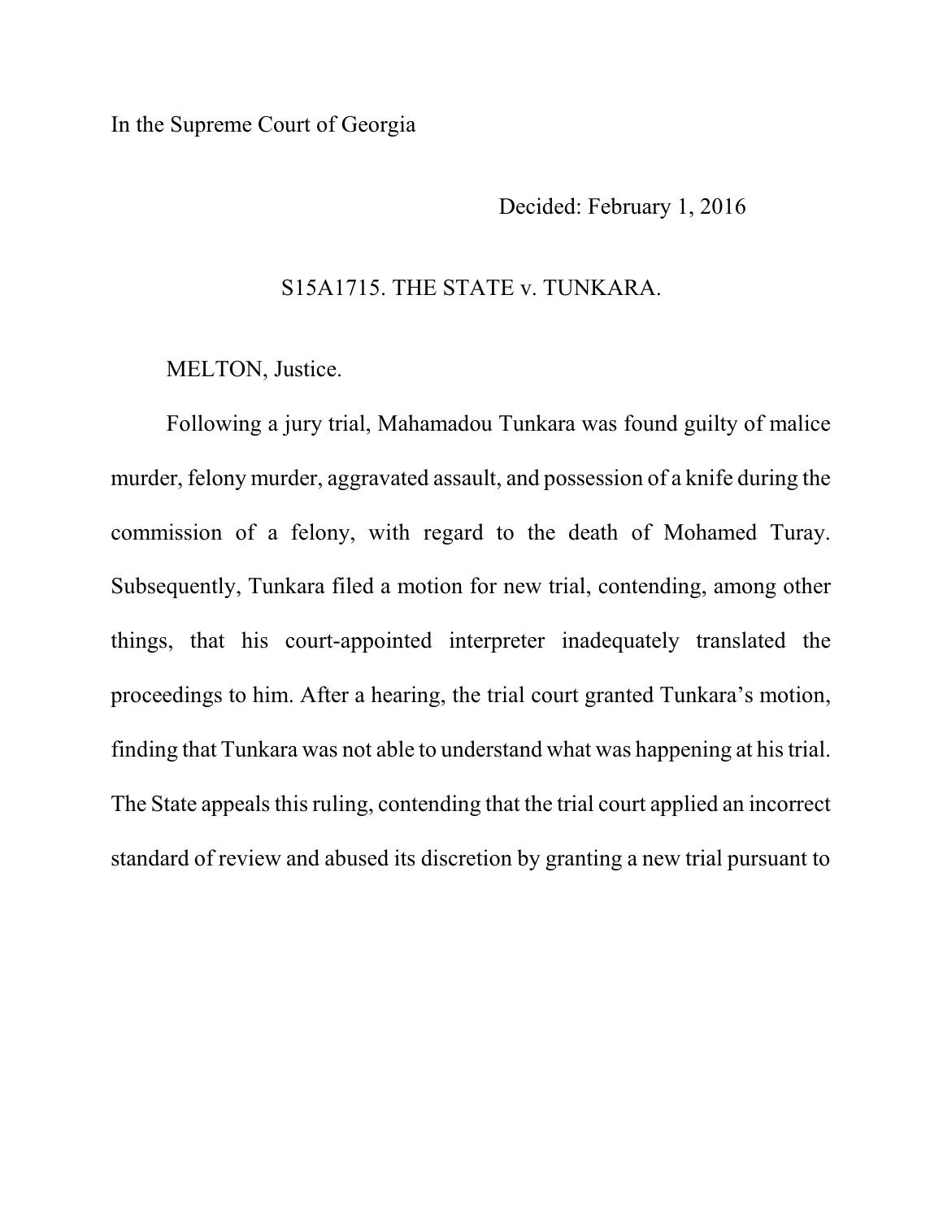In the Supreme Court of Georgia

Decided: February 1, 2016

S15A1715. THE STATE v. TUNKARA.

MELTON, Justice.

Following a jury trial, Mahamadou Tunkara was found guilty of malice murder, felony murder, aggravated assault, and possession of a knife during the commission of a felony, with regard to the death of Mohamed Turay. Subsequently, Tunkara filed a motion for new trial, contending, among other things, that his court-appointed interpreter inadequately translated the proceedings to him. After a hearing, the trial court granted Tunkara's motion, finding that Tunkara was not able to understand what was happening at his trial. The State appeals this ruling, contending that the trial court applied an incorrect standard of review and abused its discretion by granting a new trial pursuant to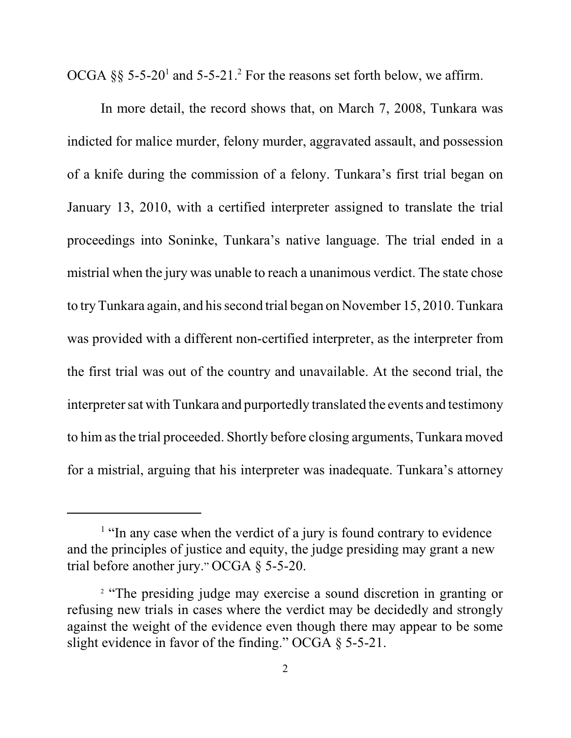OCGA §§ 5-5-20[1] and 5-5-21.[2] For the reasons set forth below, we affirm.

In more detail, the record shows that, on March 7, 2008, Tunkara was indicted for malice murder, felony murder, aggravated assault, and possession of a knife during the commission of a felony. Tunkara's first trial began on January 13, 2010, with a certified interpreter assigned to translate the trial proceedings into Soninke, Tunkara's native language. The trial ended in a mistrial when the jury was unable to reach a unanimous verdict. The state chose to try Tunkara again, and his second trial began on November 15, 2010. Tunkara was provided with a different non-certified interpreter, as the interpreter from the first trial was out of the country and unavailable. At the second trial, the interpreter sat with Tunkara and purportedly translated the events and testimony to him as the trial proceeded. Shortly before closing arguments, Tunkara moved for a mistrial, arguing that his interpreter was inadequate. Tunkara's attorney

---

[1] "In any case when the verdict of a jury is found contrary to evidence and the principles of justice and equity, the judge presiding may grant a new trial before another jury." OCGA § 5-5-20.

[2] "The presiding judge may exercise a sound discretion in granting or refusing new trials in cases where the verdict may be decidedly and strongly against the weight of the evidence even though there may appear to be some slight evidence in favor of the finding." OCGA § 5-5-21.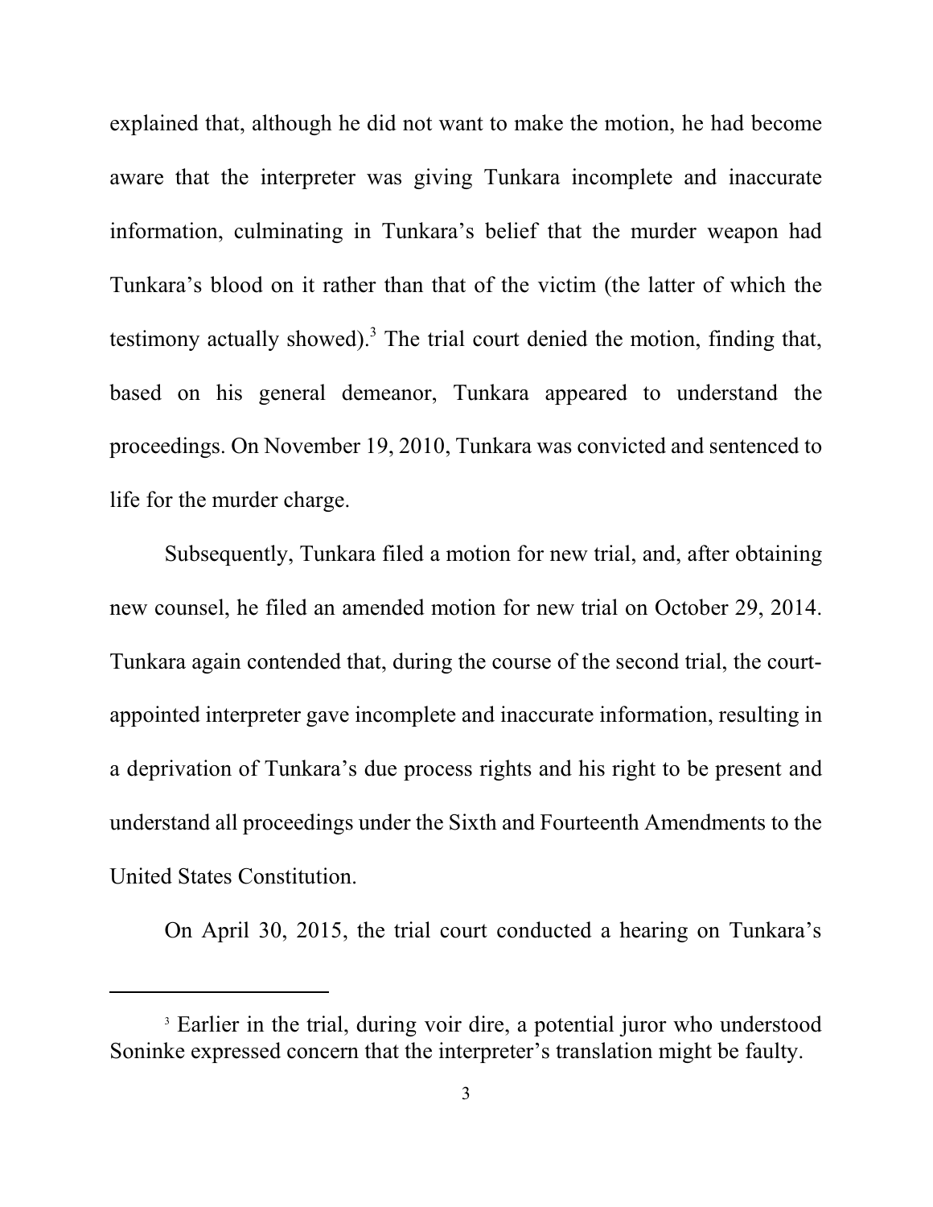explained that, although he did not want to make the motion, he had become aware that the interpreter was giving Tunkara incomplete and inaccurate information, culminating in Tunkara's belief that the murder weapon had Tunkara's blood on it rather than that of the victim (the latter of which the testimony actually showed).[3] The trial court denied the motion, finding that, based on his general demeanor, Tunkara appeared to understand the proceedings. On November 19, 2010, Tunkara was convicted and sentenced to life for the murder charge.

Subsequently, Tunkara filed a motion for new trial, and, after obtaining new counsel, he filed an amended motion for new trial on October 29, 2014. Tunkara again contended that, during the course of the second trial, the court-appointed interpreter gave incomplete and inaccurate information, resulting in a deprivation of Tunkara's due process rights and his right to be present and understand all proceedings under the Sixth and Fourteenth Amendments to the United States Constitution.

On April 30, 2015, the trial court conducted a hearing on Tunkara's

---

[3] Earlier in the trial, during voir dire, a potential juror who understood Soninke expressed concern that the interpreter's translation might be faulty.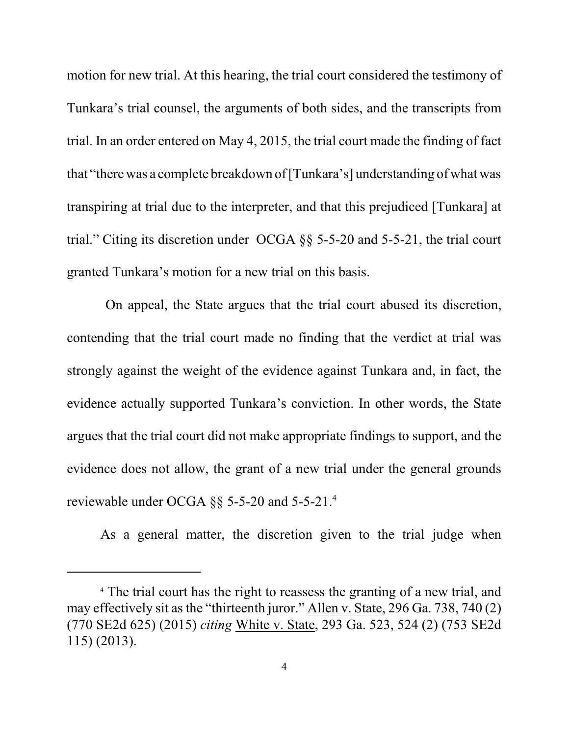motion for new trial. At this hearing, the trial court considered the testimony of Tunkara's trial counsel, the arguments of both sides, and the transcripts from trial. In an order entered on May 4, 2015, the trial court made the finding of fact that "there was a complete breakdown of [Tunkara's] understanding of what was transpiring at trial due to the interpreter, and that this prejudiced [Tunkara] at trial." Citing its discretion under OCGA §§ 5-5-20 and 5-5-21, the trial court granted Tunkara's motion for a new trial on this basis.

On appeal, the State argues that the trial court abused its discretion, contending that the trial court made no finding that the verdict at trial was strongly against the weight of the evidence against Tunkara and, in fact, the evidence actually supported Tunkara's conviction. In other words, the State argues that the trial court did not make appropriate findings to support, and the evidence does not allow, the grant of a new trial under the general grounds reviewable under OCGA §§ 5-5-20 and 5-5-21.[4]

As a general matter, the discretion given to the trial judge when

---

[4] The trial court has the right to reassess the granting of a new trial, and may effectively sit as the "thirteenth juror." Allen v. State, 296 Ga. 738, 740 (2) (770 SE2d 625) (2015) *citing* White v. State, 293 Ga. 523, 524 (2) (753 SE2d 115) (2013).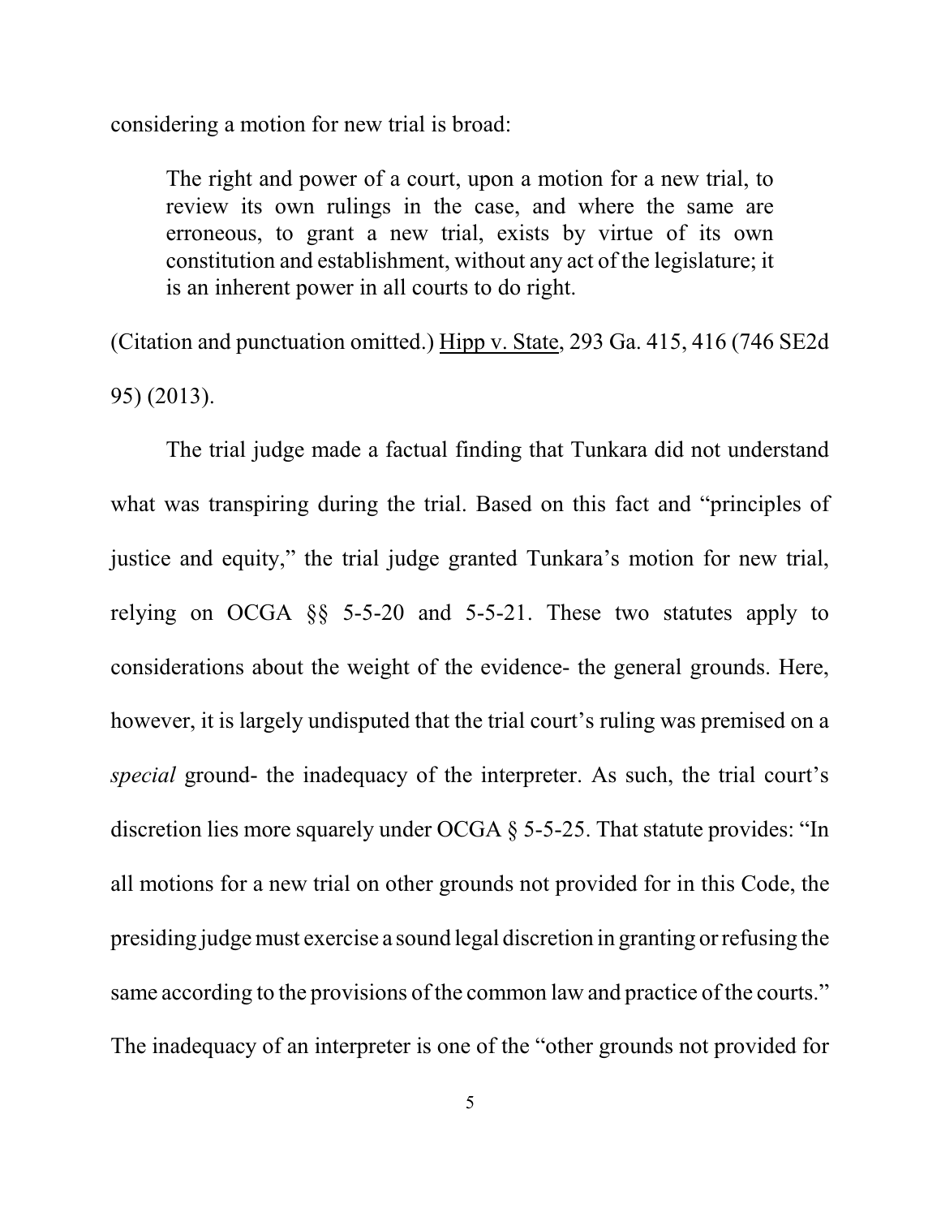considering a motion for new trial is broad:

> The right and power of a court, upon a motion for a new trial, to review its own rulings in the case, and where the same are erroneous, to grant a new trial, exists by virtue of its own constitution and establishment, without any act of the legislature; it is an inherent power in all courts to do right.

(Citation and punctuation omitted.) Hipp v. State, 293 Ga. 415, 416 (746 SE2d 95) (2013).

The trial judge made a factual finding that Tunkara did not understand what was transpiring during the trial. Based on this fact and "principles of justice and equity," the trial judge granted Tunkara's motion for new trial, relying on OCGA §§ 5-5-20 and 5-5-21. These two statutes apply to considerations about the weight of the evidence- the general grounds. Here, however, it is largely undisputed that the trial court's ruling was premised on a *special* ground- the inadequacy of the interpreter. As such, the trial court's discretion lies more squarely under OCGA § 5-5-25. That statute provides: "In all motions for a new trial on other grounds not provided for in this Code, the presiding judge must exercise a sound legal discretion in granting or refusing the same according to the provisions of the common law and practice of the courts." The inadequacy of an interpreter is one of the "other grounds not provided for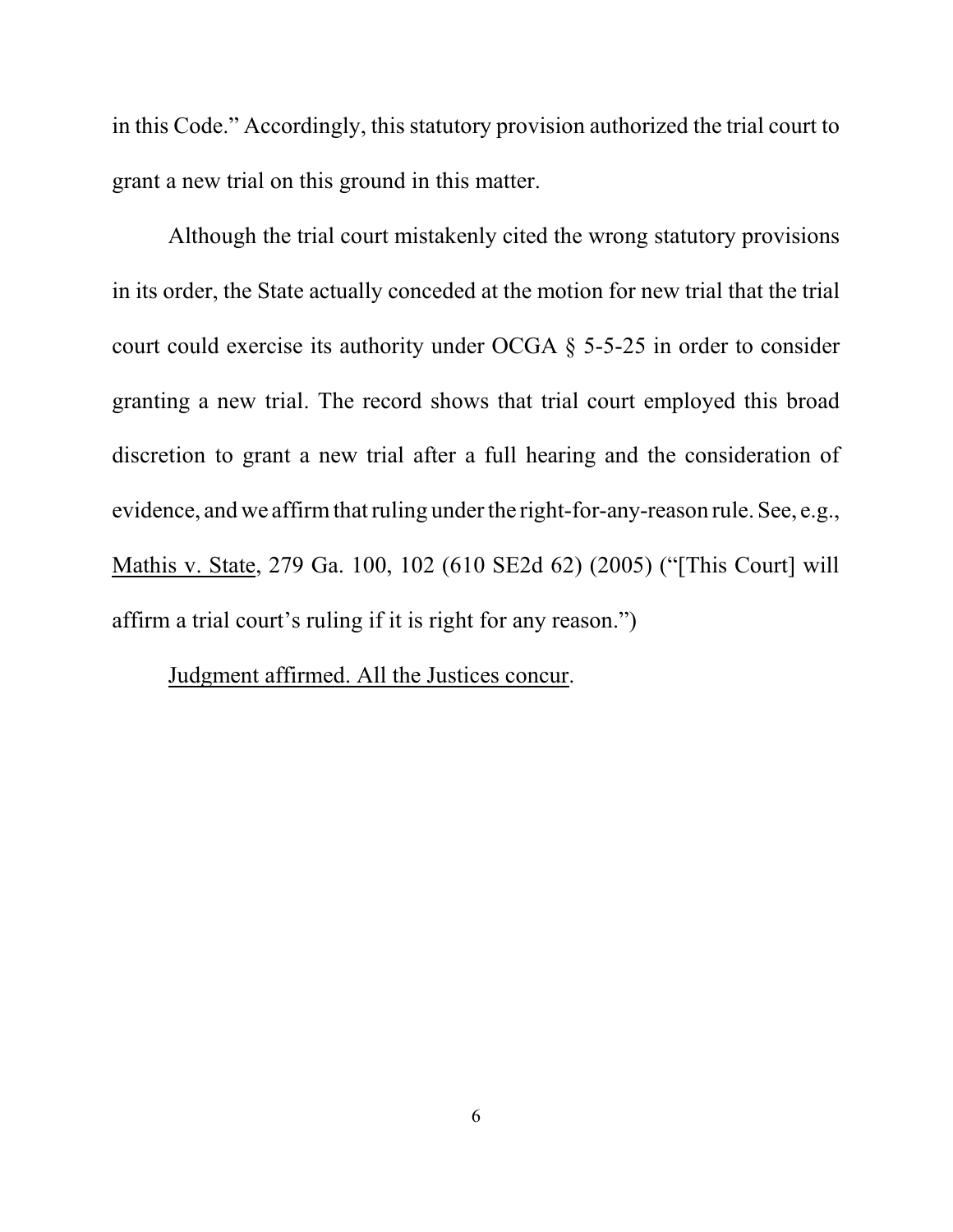in this Code." Accordingly, this statutory provision authorized the trial court to grant a new trial on this ground in this matter.

Although the trial court mistakenly cited the wrong statutory provisions in its order, the State actually conceded at the motion for new trial that the trial court could exercise its authority under OCGA § 5-5-25 in order to consider granting a new trial. The record shows that trial court employed this broad discretion to grant a new trial after a full hearing and the consideration of evidence, and we affirm that ruling under the right-for-any-reason rule. See, e.g., Mathis v. State, 279 Ga. 100, 102 (610 SE2d 62) (2005) ("[This Court] will affirm a trial court's ruling if it is right for any reason.")

Judgment affirmed. All the Justices concur.